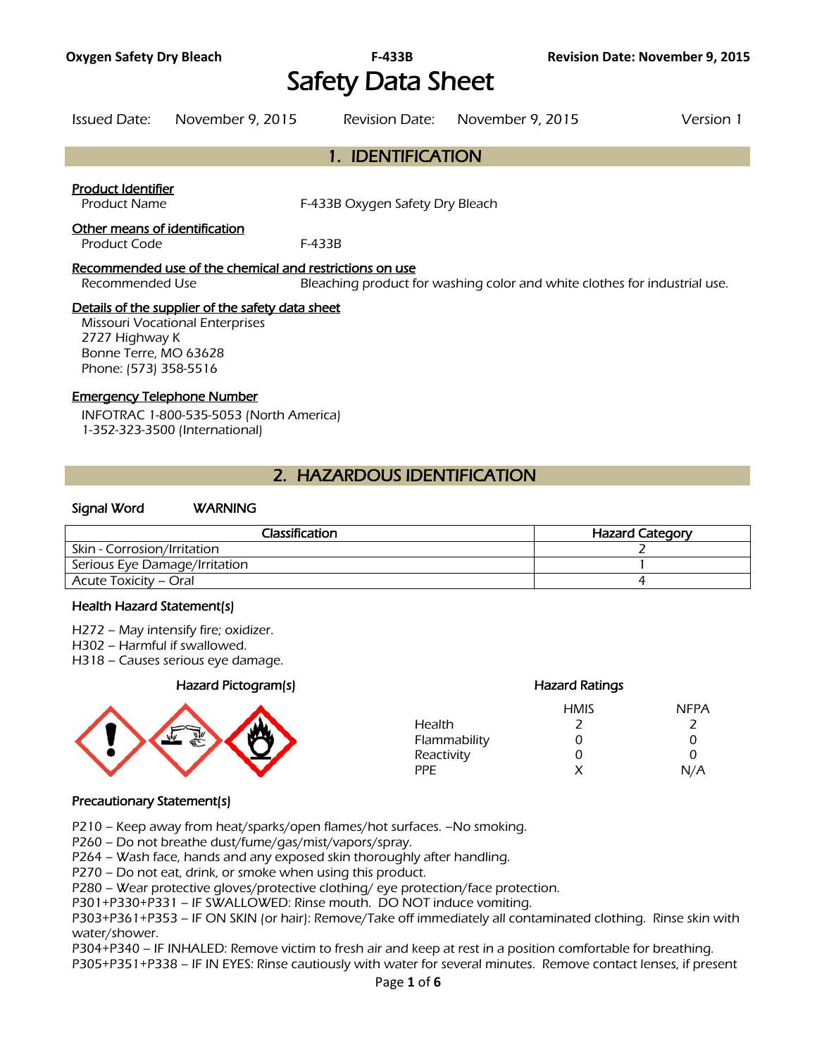# Safety Data Sheet

| Issued Date: | November 9, 2015 | Revision Date: | November 9, 2015 | Version 1 |
|---|---|---|---|---|

## 1. IDENTIFICATION

**Product Identifier**

Product Name F-433B Oxygen Safety Dry Bleach

**Other means of identification**

Product Code F-433B

**Recommended use of the chemical and restrictions on use**

Recommended Use Bleaching product for washing color and white clothes for industrial use.

**Details of the supplier of the safety data sheet**

Missouri Vocational Enterprises
2727 Highway K
Bonne Terre, MO 63628
Phone: (573) 358-5516

**Emergency Telephone Number**

INFOTRAC 1-800-535-5053 (North America)
1-352-323-3500 (International)

## 2. HAZARDOUS IDENTIFICATION

**Signal Word** WARNING

| Classification | Hazard Category |
|---|---|
| Skin - Corrosion/Irritation | 2 |
| Serious Eye Damage/Irritation | 1 |
| Acute Toxicity – Oral | 4 |

**Health Hazard Statement(s)**

H272 – May intensify fire; oxidizer.
H302 – Harmful if swallowed.
H318 – Causes serious eye damage.

**Hazard Pictogram(s)**

**Hazard Ratings**

| | HMIS | NFPA |
|---|---|---|
| Health | 2 | 2 |
| Flammability | 0 | 0 |
| Reactivity | 0 | 0 |
| PPE | X | N/A |

**Precautionary Statement(s)**

P210 – Keep away from heat/sparks/open flames/hot surfaces. –No smoking.
P260 – Do not breathe dust/fume/gas/mist/vapors/spray.
P264 – Wash face, hands and any exposed skin thoroughly after handling.
P270 – Do not eat, drink, or smoke when using this product.
P280 – Wear protective gloves/protective clothing/ eye protection/face protection.
P301+P330+P331 – IF SWALLOWED: Rinse mouth. DO NOT induce vomiting.
P303+P361+P353 – IF ON SKIN (or hair): Remove/Take off immediately all contaminated clothing. Rinse skin with water/shower.
P304+P340 – IF INHALED: Remove victim to fresh air and keep at rest in a position comfortable for breathing.
P305+P351+P338 – IF IN EYES: Rinse cautiously with water for several minutes. Remove contact lenses, if present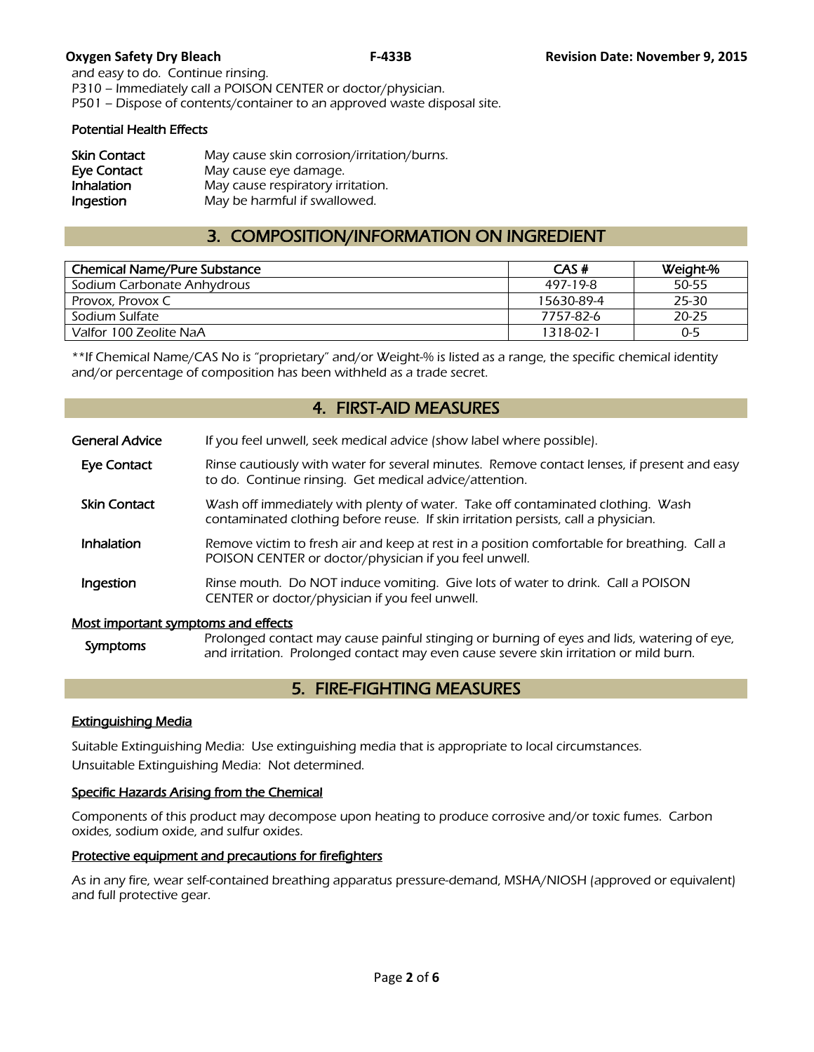and easy to do. Continue rinsing.
P310 – Immediately call a POISON CENTER or doctor/physician.
P501 – Dispose of contents/container to an approved waste disposal site.

### Potential Health Effects

**Skin Contact** May cause skin corrosion/irritation/burns.
**Eye Contact** May cause eye damage.
**Inhalation** May cause respiratory irritation.
**Ingestion** May be harmful if swallowed.

## 3. COMPOSITION/INFORMATION ON INGREDIENT

| Chemical Name/Pure Substance | CAS # | Weight-% |
|---|---|---|
| Sodium Carbonate Anhydrous | 497-19-8 | 50-55 |
| Provox, Provox C | 15630-89-4 | 25-30 |
| Sodium Sulfate | 7757-82-6 | 20-25 |
| Valfor 100 Zeolite NaA | 1318-02-1 | 0-5 |

**If Chemical Name/CAS No is "proprietary" and/or Weight-% is listed as a range, the specific chemical identity and/or percentage of composition has been withheld as a trade secret.

## 4. FIRST-AID MEASURES

**General Advice** If you feel unwell, seek medical advice (show label where possible).

**Eye Contact** Rinse cautiously with water for several minutes. Remove contact lenses, if present and easy to do. Continue rinsing. Get medical advice/attention.

**Skin Contact** Wash off immediately with plenty of water. Take off contaminated clothing. Wash contaminated clothing before reuse. If skin irritation persists, call a physician.

**Inhalation** Remove victim to fresh air and keep at rest in a position comfortable for breathing. Call a POISON CENTER or doctor/physician if you feel unwell.

**Ingestion** Rinse mouth. Do NOT induce vomiting. Give lots of water to drink. Call a POISON CENTER or doctor/physician if you feel unwell.

### Most important symptoms and effects

**Symptoms** Prolonged contact may cause painful stinging or burning of eyes and lids, watering of eye, and irritation. Prolonged contact may even cause severe skin irritation or mild burn.

## 5. FIRE-FIGHTING MEASURES

### Extinguishing Media

Suitable Extinguishing Media: Use extinguishing media that is appropriate to local circumstances.
Unsuitable Extinguishing Media: Not determined.

### Specific Hazards Arising from the Chemical

Components of this product may decompose upon heating to produce corrosive and/or toxic fumes. Carbon oxides, sodium oxide, and sulfur oxides.

### Protective equipment and precautions for firefighters

As in any fire, wear self-contained breathing apparatus pressure-demand, MSHA/NIOSH (approved or equivalent) and full protective gear.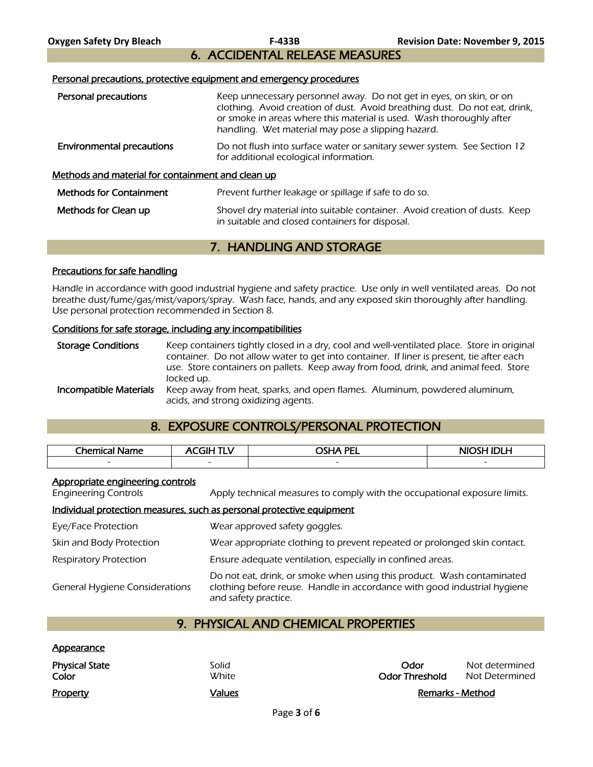## 6. ACCIDENTAL RELEASE MEASURES

### Personal precautions, protective equipment and emergency procedures

| | |
|---|---|
| **Personal precautions** | Keep unnecessary personnel away. Do not get in eyes, on skin, or on clothing. Avoid creation of dust. Avoid breathing dust. Do not eat, drink, or smoke in areas where this material is used. Wash thoroughly after handling. Wet material may pose a slipping hazard. |
| **Environmental precautions** | Do not flush into surface water or sanitary sewer system. See Section 12 for additional ecological information. |

### Methods and material for containment and clean up

| | |
|---|---|
| **Methods for Containment** | Prevent further leakage or spillage if safe to do so. |
| **Methods for Clean up** | Shovel dry material into suitable container. Avoid creation of dusts. Keep in suitable and closed containers for disposal. |

## 7. HANDLING AND STORAGE

### Precautions for safe handling

Handle in accordance with good industrial hygiene and safety practice. Use only in well ventilated areas. Do not breathe dust/fume/gas/mist/vapors/spray. Wash face, hands, and any exposed skin thoroughly after handling. Use personal protection recommended in Section 8.

### Conditions for safe storage, including any incompatibilities

| | |
|---|---|
| **Storage Conditions** | Keep containers tightly closed in a dry, cool and well-ventilated place. Store in original container. Do not allow water to get into container. If liner is present, tie after each use. Store containers on pallets. Keep away from food, drink, and animal feed. Store locked up. |
| **Incompatible Materials** | Keep away from heat, sparks, and open flames. Aluminum, powdered aluminum, acids, and strong oxidizing agents. |

## 8. EXPOSURE CONTROLS/PERSONAL PROTECTION

| Chemical Name | ACGIH TLV | OSHA PEL | NIOSH IDLH |
|---|---|---|---|
| - | - | - | - |

### Appropriate engineering controls

| | |
|---|---|
| Engineering Controls | Apply technical measures to comply with the occupational exposure limits. |

### Individual protection measures, such as personal protective equipment

| | |
|---|---|
| Eye/Face Protection | Wear approved safety goggles. |
| Skin and Body Protection | Wear appropriate clothing to prevent repeated or prolonged skin contact. |
| Respiratory Protection | Ensure adequate ventilation, especially in confined areas. |
| General Hygiene Considerations | Do not eat, drink, or smoke when using this product. Wash contaminated clothing before reuse. Handle in accordance with good industrial hygiene and safety practice. |

## 9. PHYSICAL AND CHEMICAL PROPERTIES

### Appearance

| | | | |
|---|---|---|---|
| **Physical State** | Solid | **Odor** | Not determined |
| **Color** | White | **Odor Threshold** | Not Determined |

| Property | Values | Remarks - Method |
|---|---|---|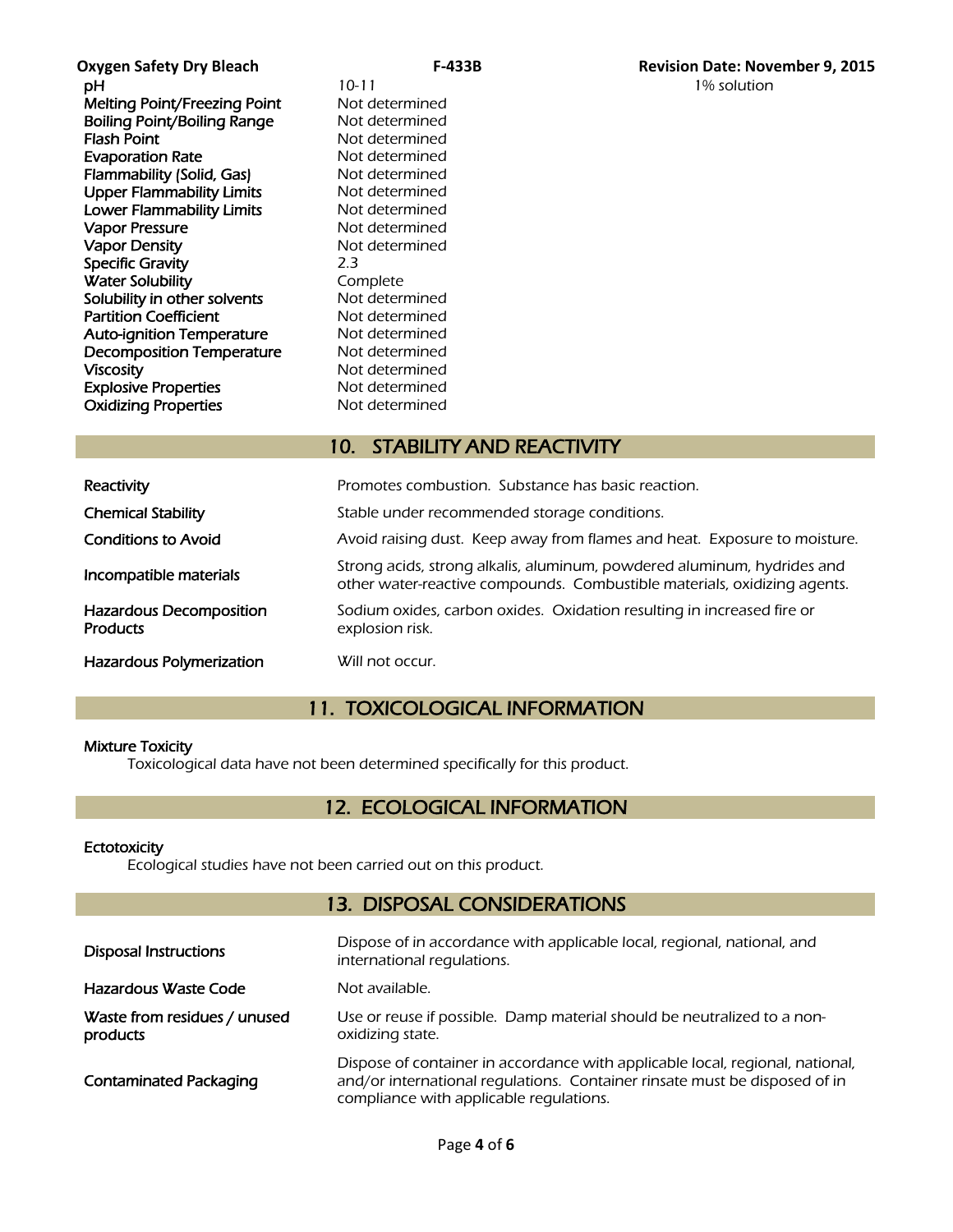| Property | Value | |
|---|---|---|
| pH | *10-11* | 1% solution |
| Melting Point/Freezing Point | Not determined | |
| Boiling Point/Boiling Range | Not determined | |
| Flash Point | Not determined | |
| Evaporation Rate | Not determined | |
| Flammability (Solid, Gas) | Not determined | |
| Upper Flammability Limits | Not determined | |
| Lower Flammability Limits | Not determined | |
| Vapor Pressure | Not determined | |
| Vapor Density | Not determined | |
| Specific Gravity | 2.3 | |
| Water Solubility | Complete | |
| Solubility in other solvents | Not determined | |
| Partition Coefficient | Not determined | |
| Auto-ignition Temperature | Not determined | |
| Decomposition Temperature | Not determined | |
| Viscosity | Not determined | |
| Explosive Properties | Not determined | |
| Oxidizing Properties | Not determined | |

## 10. STABILITY AND REACTIVITY

| | |
|---|---|
| Reactivity | *Promotes combustion. Substance has basic reaction.* |
| Chemical Stability | *Stable under recommended storage conditions.* |
| Conditions to Avoid | *Avoid raising dust. Keep away from flames and heat. Exposure to moisture.* |
| Incompatible materials | *Strong acids, strong alkalis, aluminum, powdered aluminum, hydrides and other water-reactive compounds. Combustible materials, oxidizing agents.* |
| Hazardous Decomposition Products | *Sodium oxides, carbon oxides. Oxidation resulting in increased fire or explosion risk.* |
| Hazardous Polymerization | *Will not occur.* |

## 11. TOXICOLOGICAL INFORMATION

**Mixture Toxicity**

*Toxicological data have not been determined specifically for this product.*

## 12. ECOLOGICAL INFORMATION

**Ectotoxicity**

*Ecological studies have not been carried out on this product.*

## 13. DISPOSAL CONSIDERATIONS

| | |
|---|---|
| Disposal Instructions | *Dispose of in accordance with applicable local, regional, national, and international regulations.* |
| Hazardous Waste Code | *Not available.* |
| Waste from residues / unused products | *Use or reuse if possible. Damp material should be neutralized to a non-oxidizing state.* |
| Contaminated Packaging | *Dispose of container in accordance with applicable local, regional, national, and/or international regulations. Container rinsate must be disposed of in compliance with applicable regulations.* |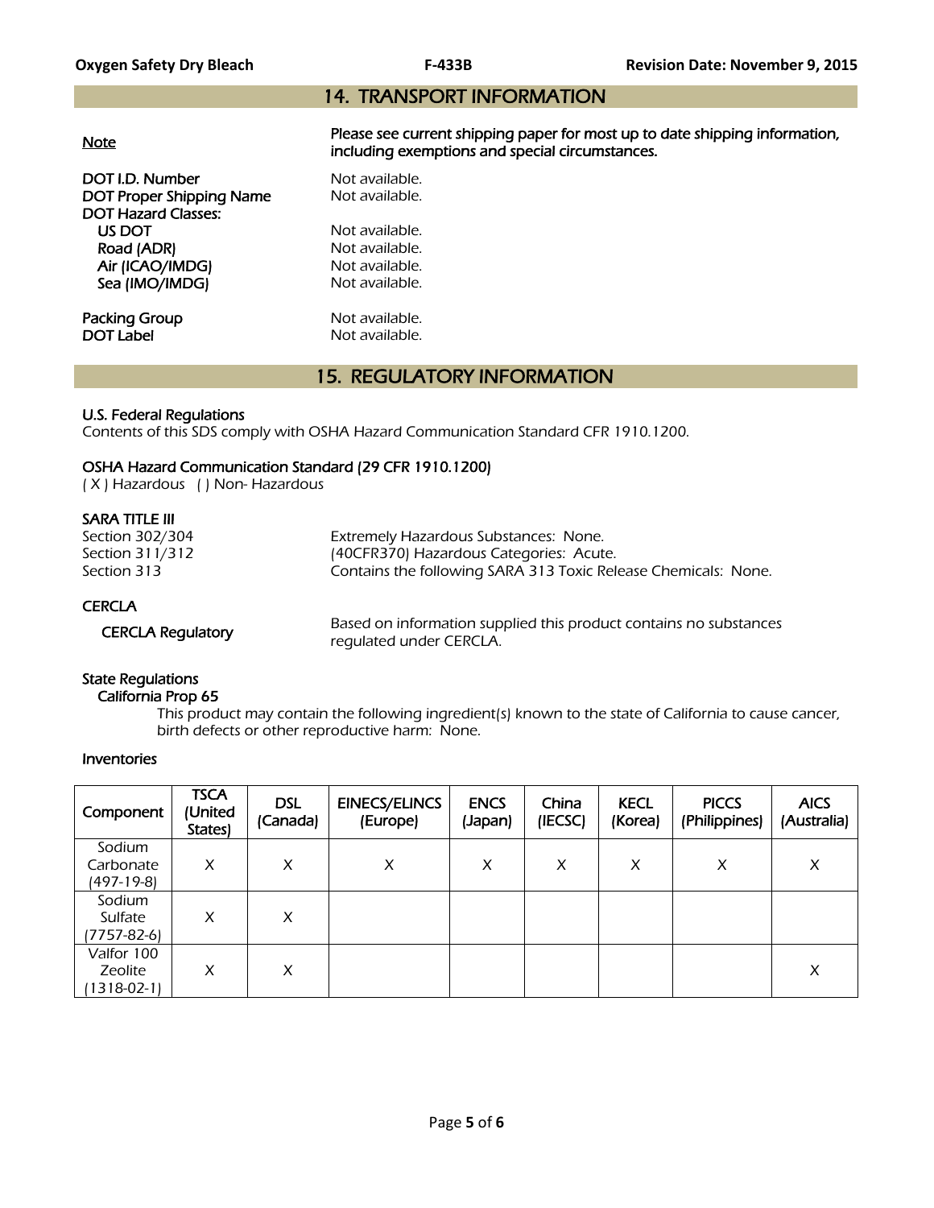## 14. TRANSPORT INFORMATION

**Note** — **Please see current shipping paper for most up to date shipping information, including exemptions and special circumstances.**

**DOT I.D. Number** Not available.
**DOT Proper Shipping Name** Not available.
**DOT Hazard Classes:**
- **US DOT** Not available.
- **Road (ADR)** Not available.
- **Air (ICAO/IMDG)** Not available.
- **Sea (IMO/IMDG)** Not available.

**Packing Group** Not available.
**DOT Label** Not available.

## 15. REGULATORY INFORMATION

### U.S. Federal Regulations

Contents of this SDS comply with OSHA Hazard Communication Standard CFR 1910.1200.

### OSHA Hazard Communication Standard (29 CFR 1910.1200)

( X ) Hazardous ( ) Non- Hazardous

### SARA TITLE III

Section 302/304 — Extremely Hazardous Substances: None.
Section 311/312 — (40CFR370) Hazardous Categories: Acute.
Section 313 — Contains the following SARA 313 Toxic Release Chemicals: None.

### CERCLA

**CERCLA Regulatory** — Based on information supplied this product contains no substances regulated under CERCLA.

### State Regulations

**California Prop 65**

This product may contain the following ingredient(s) known to the state of California to cause cancer, birth defects or other reproductive harm: None.

### Inventories

| Component | TSCA (United States) | DSL (Canada) | EINECS/ELINCS (Europe) | ENCS (Japan) | China (IECSC) | KECL (Korea) | PICCS (Philippines) | AICS (Australia) |
|---|---|---|---|---|---|---|---|---|
| Sodium Carbonate (497-19-8) | X | X | X | X | X | X | X | X |
| Sodium Sulfate (7757-82-6) | X | X | | | | | | |
| Valfor 100 Zeolite (1318-02-1) | X | X | | | | | | X |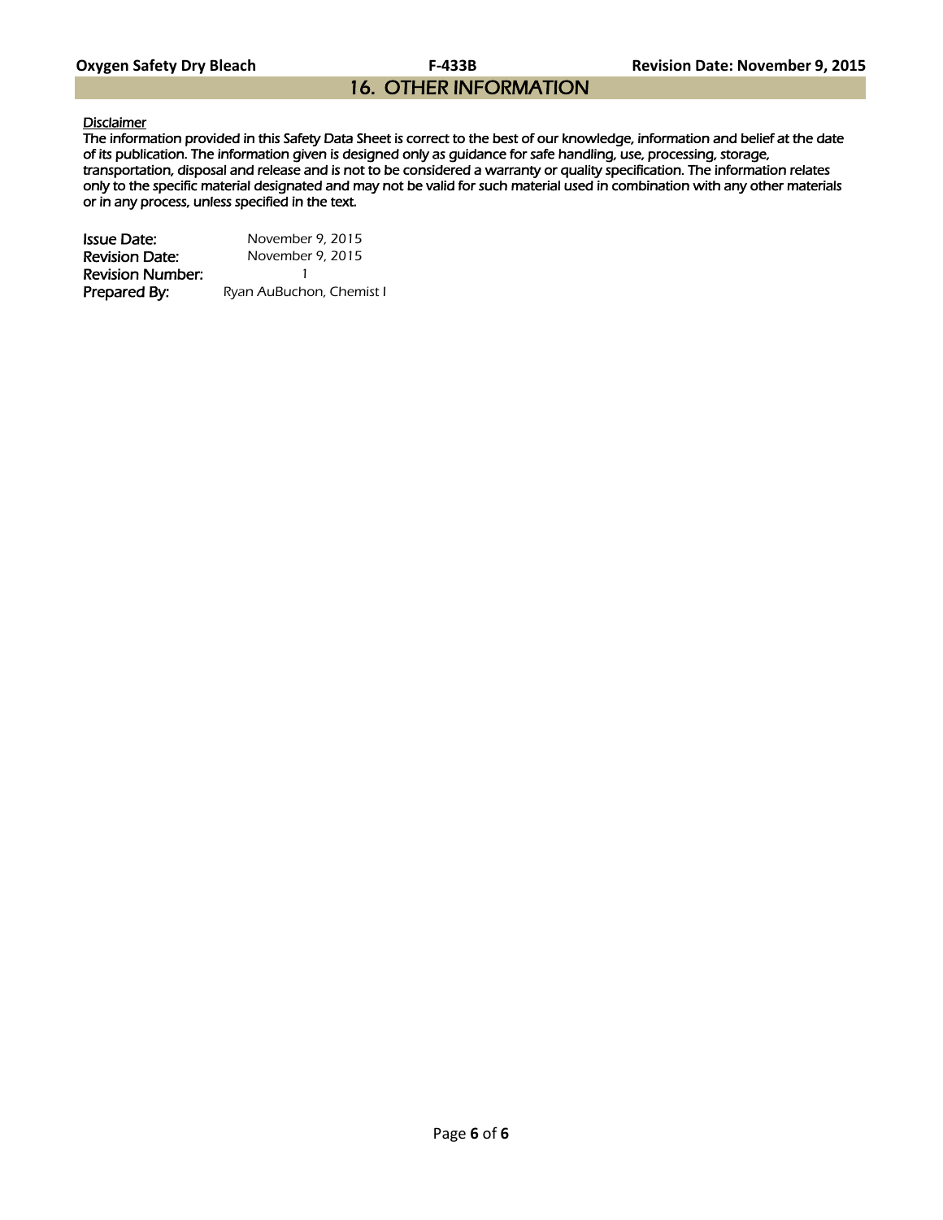## 16. OTHER INFORMATION

Disclaimer

The information provided in this Safety Data Sheet is correct to the best of our knowledge, information and belief at the date of its publication. The information given is designed only as guidance for safe handling, use, processing, storage, transportation, disposal and release and is not to be considered a warranty or quality specification. The information relates only to the specific material designated and may not be valid for such material used in combination with any other materials or in any process, unless specified in the text.

| | |
|---|---|
| **Issue Date:** | November 9, 2015 |
| **Revision Date:** | November 9, 2015 |
| **Revision Number:** | 1 |
| **Prepared By:** | Ryan AuBuchon, Chemist I |